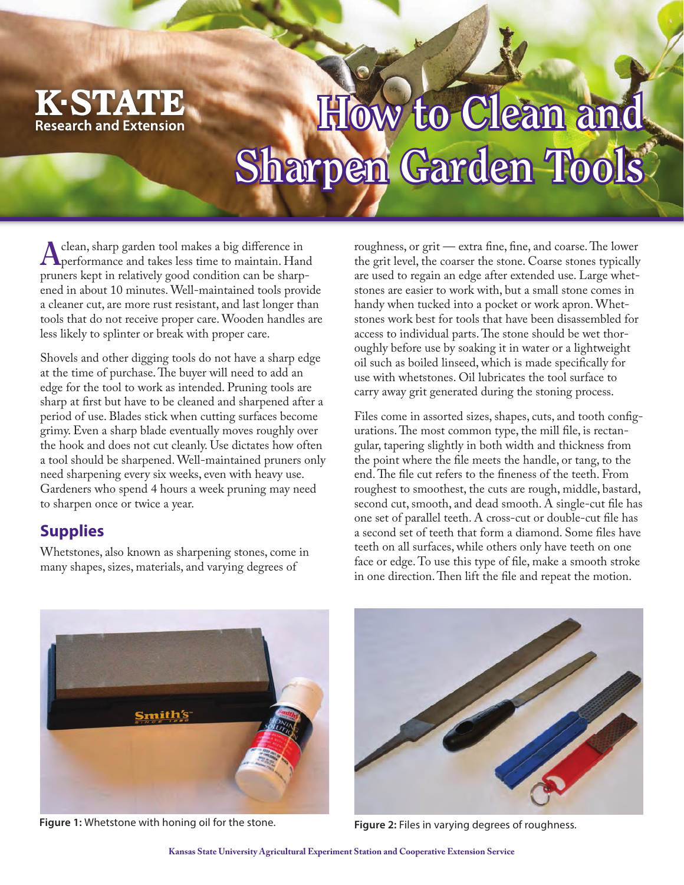# How to Clean and Sharpen Garden Tools

A clean, sharp garden tool makes a big difference in performance and takes less time to maintain. Hand pruners kept in relatively good condition can be sharpened in about 10 minutes. Well-maintained tools provide a cleaner cut, are more rust resistant, and last longer than tools that do not receive proper care. Wooden handles are less likely to splinter or break with proper care.

Shovels and other digging tools do not have a sharp edge at the time of purchase. The buyer will need to add an edge for the tool to work as intended. Pruning tools are sharp at first but have to be cleaned and sharpened after a period of use. Blades stick when cutting surfaces become grimy. Even a sharp blade eventually moves roughly over the hook and does not cut cleanly. Use dictates how often a tool should be sharpened. Well-maintained pruners only need sharpening every six weeks, even with heavy use. Gardeners who spend 4 hours a week pruning may need to sharpen once or twice a year.

## Supplies

Whetstones, also known as sharpening stones, come in many shapes, sizes, materials, and varying degrees of roughness, or grit — extra fine, fine, and coarse. The lower the grit level, the coarser the stone. Coarse stones typically are used to regain an edge after extended use. Large whetstones are easier to work with, but a small stone comes in handy when tucked into a pocket or work apron. Whetstones work best for tools that have been disassembled for access to individual parts. The stone should be wet thoroughly before use by soaking it in water or a lightweight oil such as boiled linseed, which is made specifically for use with whetstones. Oil lubricates the tool surface to carry away grit generated during the stoning process.

Files come in assorted sizes, shapes, cuts, and tooth configurations. The most common type, the mill file, is rectangular, tapering slightly in both width and thickness from the point where the file meets the handle, or tang, to the end. The file cut refers to the fineness of the teeth. From roughest to smoothest, the cuts are rough, middle, bastard, second cut, smooth, and dead smooth. A single-cut file has one set of parallel teeth. A cross-cut or double-cut file has a second set of teeth that form a diamond. Some files have teeth on all surfaces, while others only have teeth on one face or edge. To use this type of file, make a smooth stroke in one direction. Then lift the file and repeat the motion.

**Figure 1:** Whetstone with honing oil for the stone.

**Figure 2:** Files in varying degrees of roughness.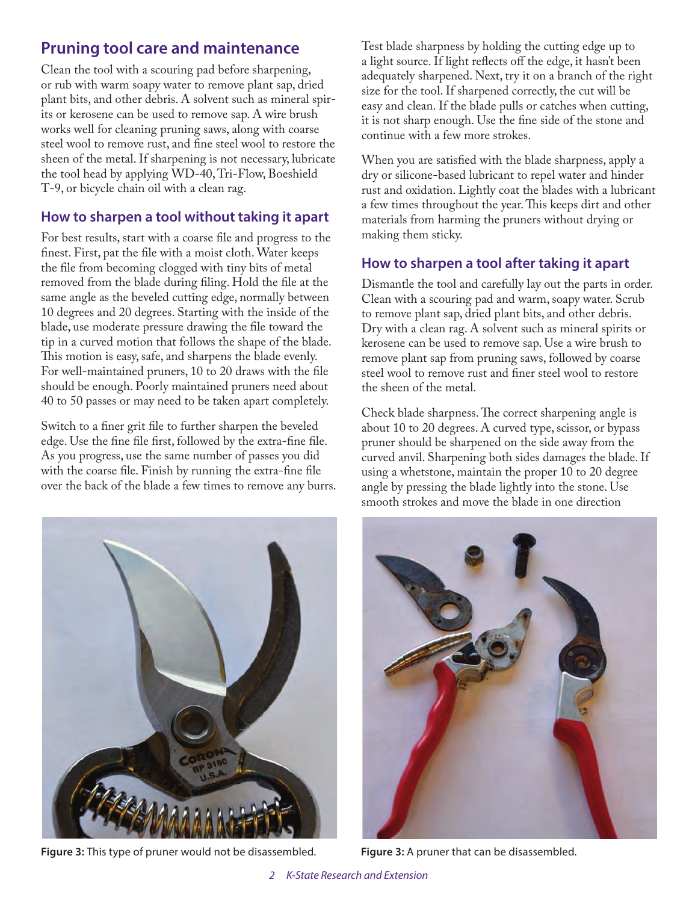## Pruning tool care and maintenance

Clean the tool with a scouring pad before sharpening, or rub with warm soapy water to remove plant sap, dried plant bits, and other debris. A solvent such as mineral spirits or kerosene can be used to remove sap. A wire brush works well for cleaning pruning saws, along with coarse steel wool to remove rust, and fine steel wool to restore the sheen of the metal. If sharpening is not necessary, lubricate the tool head by applying WD-40, Tri-Flow, Boeshield T-9, or bicycle chain oil with a clean rag.

### How to sharpen a tool without taking it apart

For best results, start with a coarse file and progress to the finest. First, pat the file with a moist cloth. Water keeps the file from becoming clogged with tiny bits of metal removed from the blade during filing. Hold the file at the same angle as the beveled cutting edge, normally between 10 degrees and 20 degrees. Starting with the inside of the blade, use moderate pressure drawing the file toward the tip in a curved motion that follows the shape of the blade. This motion is easy, safe, and sharpens the blade evenly. For well-maintained pruners, 10 to 20 draws with the file should be enough. Poorly maintained pruners need about 40 to 50 passes or may need to be taken apart completely.

Switch to a finer grit file to further sharpen the beveled edge. Use the fine file first, followed by the extra-fine file. As you progress, use the same number of passes you did with the coarse file. Finish by running the extra-fine file over the back of the blade a few times to remove any burrs.

Test blade sharpness by holding the cutting edge up to a light source. If light reflects off the edge, it hasn't been adequately sharpened. Next, try it on a branch of the right size for the tool. If sharpened correctly, the cut will be easy and clean. If the blade pulls or catches when cutting, it is not sharp enough. Use the fine side of the stone and continue with a few more strokes.

When you are satisfied with the blade sharpness, apply a dry or silicone-based lubricant to repel water and hinder rust and oxidation. Lightly coat the blades with a lubricant a few times throughout the year. This keeps dirt and other materials from harming the pruners without drying or making them sticky.

### How to sharpen a tool after taking it apart

Dismantle the tool and carefully lay out the parts in order. Clean with a scouring pad and warm, soapy water. Scrub to remove plant sap, dried plant bits, and other debris. Dry with a clean rag. A solvent such as mineral spirits or kerosene can be used to remove sap. Use a wire brush to remove plant sap from pruning saws, followed by coarse steel wool to remove rust and finer steel wool to restore the sheen of the metal.

Check blade sharpness. The correct sharpening angle is about 10 to 20 degrees. A curved type, scissor, or bypass pruner should be sharpened on the side away from the curved anvil. Sharpening both sides damages the blade. If using a whetstone, maintain the proper 10 to 20 degree angle by pressing the blade lightly into the stone. Use smooth strokes and move the blade in one direction

**Figure 3:** This type of pruner would not be disassembled.

**Figure 3:** A pruner that can be disassembled.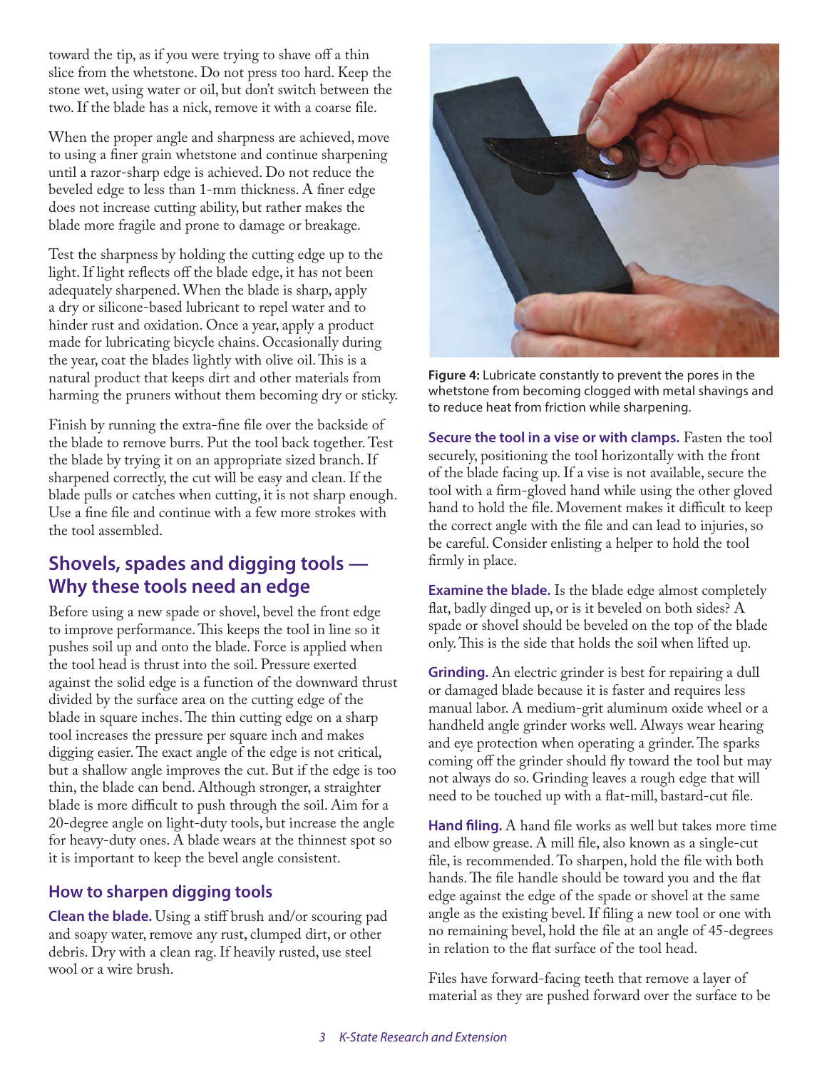toward the tip, as if you were trying to shave off a thin slice from the whetstone. Do not press too hard. Keep the stone wet, using water or oil, but don't switch between the two. If the blade has a nick, remove it with a coarse file.

When the proper angle and sharpness are achieved, move to using a finer grain whetstone and continue sharpening until a razor-sharp edge is achieved. Do not reduce the beveled edge to less than 1-mm thickness. A finer edge does not increase cutting ability, but rather makes the blade more fragile and prone to damage or breakage.

Test the sharpness by holding the cutting edge up to the light. If light reflects off the blade edge, it has not been adequately sharpened. When the blade is sharp, apply a dry or silicone-based lubricant to repel water and to hinder rust and oxidation. Once a year, apply a product made for lubricating bicycle chains. Occasionally during the year, coat the blades lightly with olive oil. This is a natural product that keeps dirt and other materials from harming the pruners without them becoming dry or sticky.

Finish by running the extra-fine file over the backside of the blade to remove burrs. Put the tool back together. Test the blade by trying it on an appropriate sized branch. If sharpened correctly, the cut will be easy and clean. If the blade pulls or catches when cutting, it is not sharp enough. Use a fine file and continue with a few more strokes with the tool assembled.

## Shovels, spades and digging tools — Why these tools need an edge

Before using a new spade or shovel, bevel the front edge to improve performance. This keeps the tool in line so it pushes soil up and onto the blade. Force is applied when the tool head is thrust into the soil. Pressure exerted against the solid edge is a function of the downward thrust divided by the surface area on the cutting edge of the blade in square inches. The thin cutting edge on a sharp tool increases the pressure per square inch and makes digging easier. The exact angle of the edge is not critical, but a shallow angle improves the cut. But if the edge is too thin, the blade can bend. Although stronger, a straighter blade is more difficult to push through the soil. Aim for a 20-degree angle on light-duty tools, but increase the angle for heavy-duty ones. A blade wears at the thinnest spot so it is important to keep the bevel angle consistent.

### How to sharpen digging tools

**Clean the blade.** Using a stiff brush and/or scouring pad and soapy water, remove any rust, clumped dirt, or other debris. Dry with a clean rag. If heavily rusted, use steel wool or a wire brush.

**Figure 4:** Lubricate constantly to prevent the pores in the whetstone from becoming clogged with metal shavings and to reduce heat from friction while sharpening.

**Secure the tool in a vise or with clamps.** Fasten the tool securely, positioning the tool horizontally with the front of the blade facing up. If a vise is not available, secure the tool with a firm-gloved hand while using the other gloved hand to hold the file. Movement makes it difficult to keep the correct angle with the file and can lead to injuries, so be careful. Consider enlisting a helper to hold the tool firmly in place.

**Examine the blade.** Is the blade edge almost completely flat, badly dinged up, or is it beveled on both sides? A spade or shovel should be beveled on the top of the blade only. This is the side that holds the soil when lifted up.

**Grinding.** An electric grinder is best for repairing a dull or damaged blade because it is faster and requires less manual labor. A medium-grit aluminum oxide wheel or a handheld angle grinder works well. Always wear hearing and eye protection when operating a grinder. The sparks coming off the grinder should fly toward the tool but may not always do so. Grinding leaves a rough edge that will need to be touched up with a flat-mill, bastard-cut file.

**Hand filing.** A hand file works as well but takes more time and elbow grease. A mill file, also known as a single-cut file, is recommended. To sharpen, hold the file with both hands. The file handle should be toward you and the flat edge against the edge of the spade or shovel at the same angle as the existing bevel. If filing a new tool or one with no remaining bevel, hold the file at an angle of 45-degrees in relation to the flat surface of the tool head.

Files have forward-facing teeth that remove a layer of material as they are pushed forward over the surface to be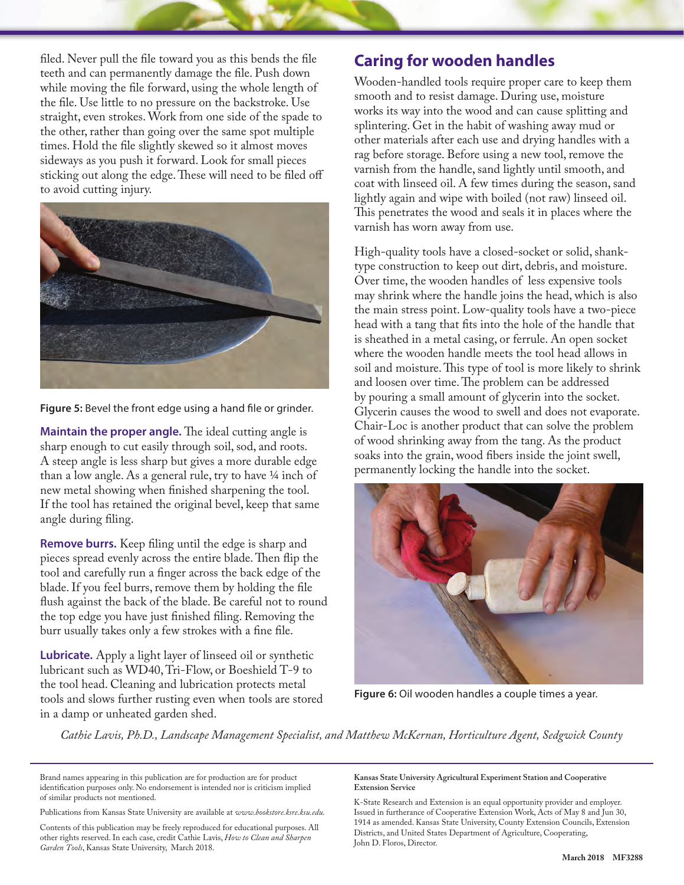filed. Never pull the file toward you as this bends the file teeth and can permanently damage the file. Push down while moving the file forward, using the whole length of the file. Use little to no pressure on the backstroke. Use straight, even strokes. Work from one side of the spade to the other, rather than going over the same spot multiple times. Hold the file slightly skewed so it almost moves sideways as you push it forward. Look for small pieces sticking out along the edge. These will need to be filed off to avoid cutting injury.

**Figure 5:** Bevel the front edge using a hand file or grinder.

**Maintain the proper angle.** The ideal cutting angle is sharp enough to cut easily through soil, sod, and roots. A steep angle is less sharp but gives a more durable edge than a low angle. As a general rule, try to have ¼ inch of new metal showing when finished sharpening the tool. If the tool has retained the original bevel, keep that same angle during filing.

**Remove burrs.** Keep filing until the edge is sharp and pieces spread evenly across the entire blade. Then flip the tool and carefully run a finger across the back edge of the blade. If you feel burrs, remove them by holding the file flush against the back of the blade. Be careful not to round the top edge you have just finished filing. Removing the burr usually takes only a few strokes with a fine file.

**Lubricate.** Apply a light layer of linseed oil or synthetic lubricant such as WD40, Tri-Flow, or Boeshield T-9 to the tool head. Cleaning and lubrication protects metal tools and slows further rusting even when tools are stored in a damp or unheated garden shed.

## Caring for wooden handles

Wooden-handled tools require proper care to keep them smooth and to resist damage. During use, moisture works its way into the wood and can cause splitting and splintering. Get in the habit of washing away mud or other materials after each use and drying handles with a rag before storage. Before using a new tool, remove the varnish from the handle, sand lightly until smooth, and coat with linseed oil. A few times during the season, sand lightly again and wipe with boiled (not raw) linseed oil. This penetrates the wood and seals it in places where the varnish has worn away from use.

High-quality tools have a closed-socket or solid, shank-type construction to keep out dirt, debris, and moisture. Over time, the wooden handles of less expensive tools may shrink where the handle joins the head, which is also the main stress point. Low-quality tools have a two-piece head with a tang that fits into the hole of the handle that is sheathed in a metal casing, or ferrule. An open socket where the wooden handle meets the tool head allows in soil and moisture. This type of tool is more likely to shrink and loosen over time. The problem can be addressed by pouring a small amount of glycerin into the socket. Glycerin causes the wood to swell and does not evaporate. Chair-Loc is another product that can solve the problem of wood shrinking away from the tang. As the product soaks into the grain, wood fibers inside the joint swell, permanently locking the handle into the socket.

**Figure 6:** Oil wooden handles a couple times a year.

*Cathie Lavis, Ph.D., Landscape Management Specialist, and Matthew McKernan, Horticulture Agent, Sedgwick County*

---

Brand names appearing in this publication are for production are for product identification purposes only. No endorsement is intended nor is criticism implied of similar products not mentioned.

Publications from Kansas State University are available at *www.bookstore.ksre.ksu.edu*.

Contents of this publication may be freely reproduced for educational purposes. All other rights reserved. In each case, credit Cathie Lavis, *How to Clean and Sharpen Garden Tools*, Kansas State University, March 2018.

**Kansas State University Agricultural Experiment Station and Cooperative Extension Service**

K-State Research and Extension is an equal opportunity provider and employer. Issued in furtherance of Cooperative Extension Work, Acts of May 8 and Jun 30, 1914 as amended. Kansas State University, County Extension Councils, Extension Districts, and United States Department of Agriculture, Cooperating, John D. Floros, Director.

**March 2018 MF3288**